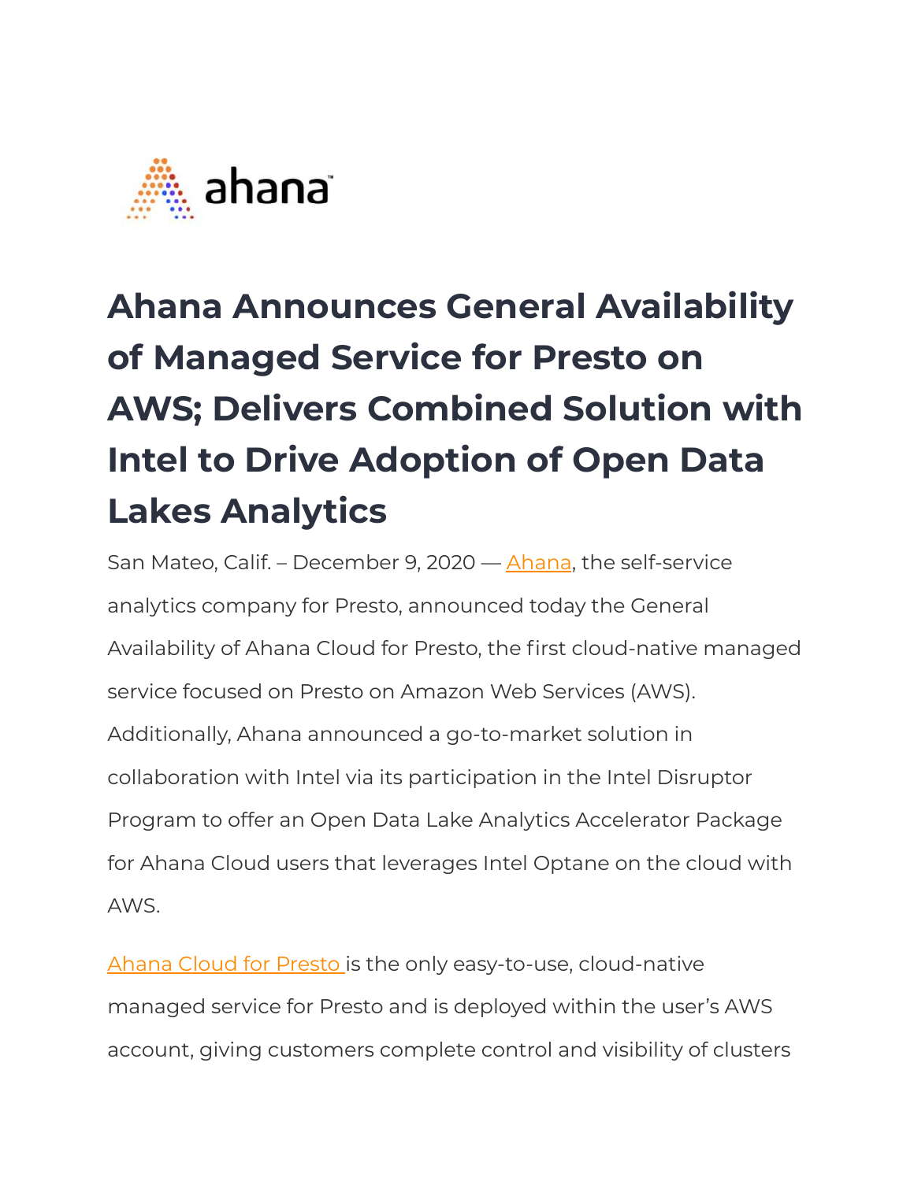ahana

# Ahana Announces General Availability of Managed Service for Presto on AWS; Delivers Combined Solution with Intel to Drive Adoption of Open Data Lakes Analytics

San Mateo, Calif. – December 9, 2020 — Ahana, the self-service analytics company for Presto, announced today the General Availability of Ahana Cloud for Presto, the first cloud-native managed service focused on Presto on Amazon Web Services (AWS). Additionally, Ahana announced a go-to-market solution in collaboration with Intel via its participation in the Intel Disruptor Program to offer an Open Data Lake Analytics Accelerator Package for Ahana Cloud users that leverages Intel Optane on the cloud with AWS.

Ahana Cloud for Presto is the only easy-to-use, cloud-native managed service for Presto and is deployed within the user's AWS account, giving customers complete control and visibility of clusters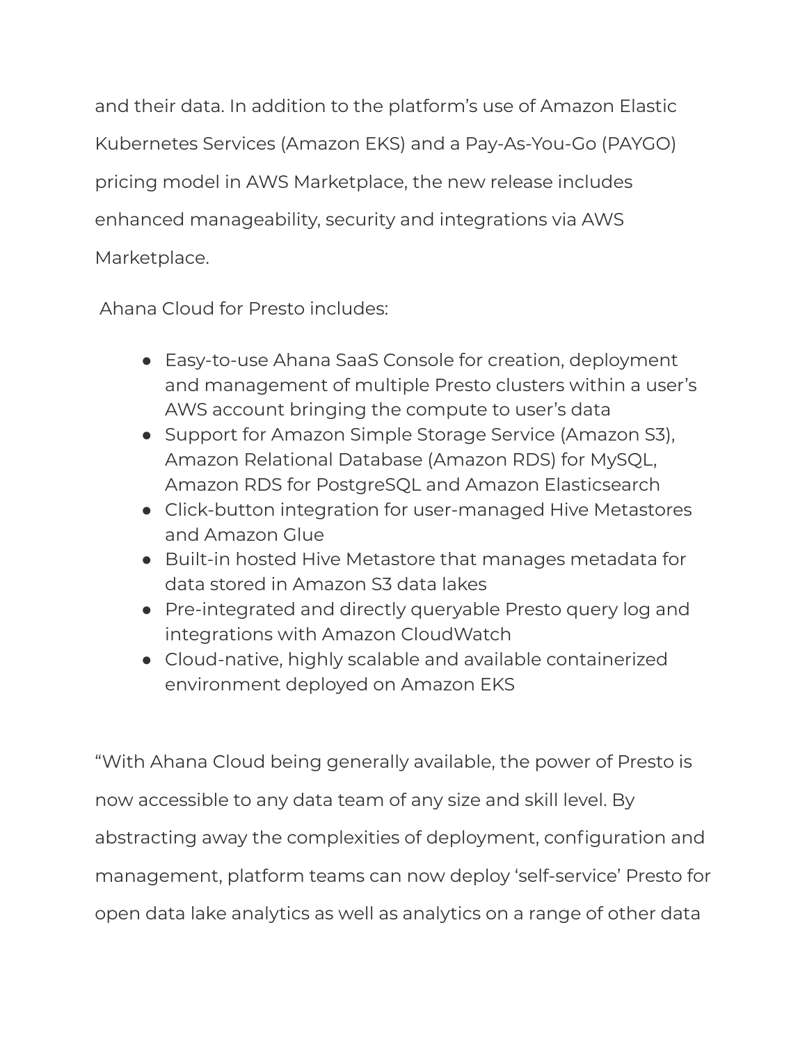and their data. In addition to the platform's use of Amazon Elastic Kubernetes Services (Amazon EKS) and a Pay-As-You-Go (PAYGO) pricing model in AWS Marketplace, the new release includes enhanced manageability, security and integrations via AWS Marketplace.

Ahana Cloud for Presto includes:

- Easy-to-use Ahana SaaS Console for creation, deployment and management of multiple Presto clusters within a user's AWS account bringing the compute to user's data
- Support for Amazon Simple Storage Service (Amazon S3), Amazon Relational Database (Amazon RDS) for MySQL, Amazon RDS for PostgreSQL and Amazon Elasticsearch
- Click-button integration for user-managed Hive Metastores and Amazon Glue
- Built-in hosted Hive Metastore that manages metadata for data stored in Amazon S3 data lakes
- Pre-integrated and directly queryable Presto query log and integrations with Amazon CloudWatch
- Cloud-native, highly scalable and available containerized environment deployed on Amazon EKS

"With Ahana Cloud being generally available, the power of Presto is now accessible to any data team of any size and skill level. By abstracting away the complexities of deployment, configuration and management, platform teams can now deploy 'self-service' Presto for open data lake analytics as well as analytics on a range of other data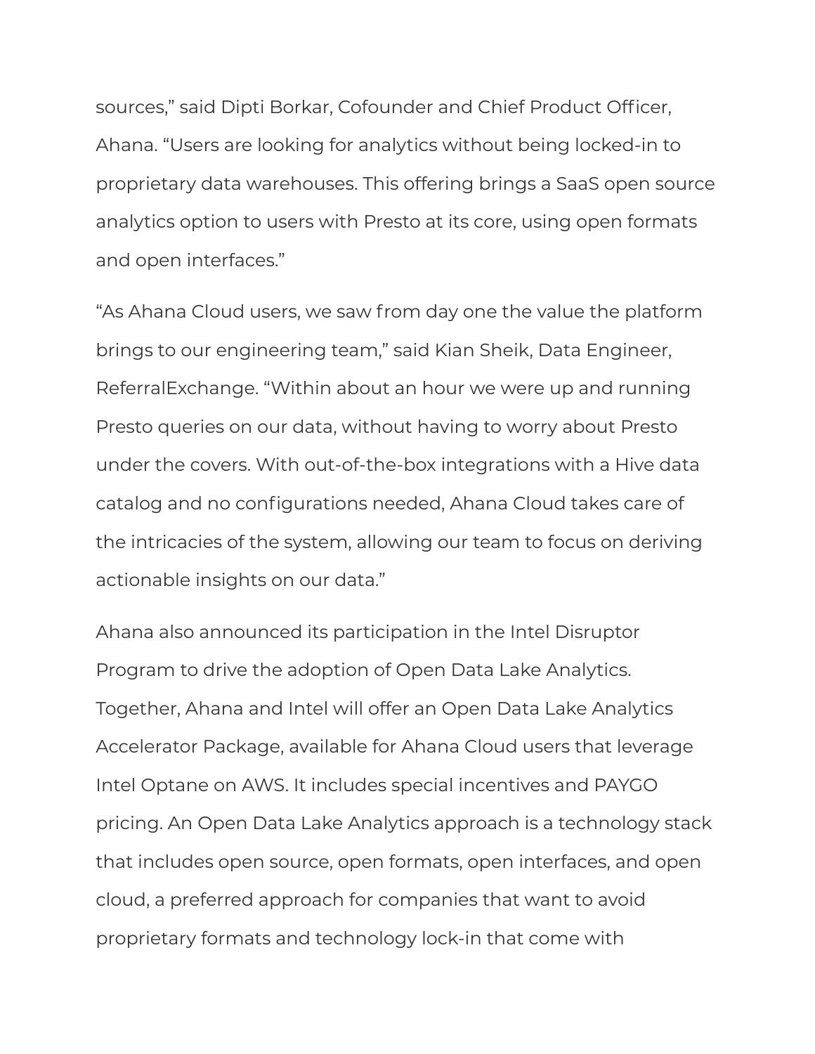sources," said Dipti Borkar, Cofounder and Chief Product Officer, Ahana. "Users are looking for analytics without being locked-in to proprietary data warehouses. This offering brings a SaaS open source analytics option to users with Presto at its core, using open formats and open interfaces."

"As Ahana Cloud users, we saw from day one the value the platform brings to our engineering team," said Kian Sheik, Data Engineer, ReferralExchange. "Within about an hour we were up and running Presto queries on our data, without having to worry about Presto under the covers. With out-of-the-box integrations with a Hive data catalog and no configurations needed, Ahana Cloud takes care of the intricacies of the system, allowing our team to focus on deriving actionable insights on our data."

Ahana also announced its participation in the Intel Disruptor Program to drive the adoption of Open Data Lake Analytics. Together, Ahana and Intel will offer an Open Data Lake Analytics Accelerator Package, available for Ahana Cloud users that leverage Intel Optane on AWS. It includes special incentives and PAYGO pricing. An Open Data Lake Analytics approach is a technology stack that includes open source, open formats, open interfaces, and open cloud, a preferred approach for companies that want to avoid proprietary formats and technology lock-in that come with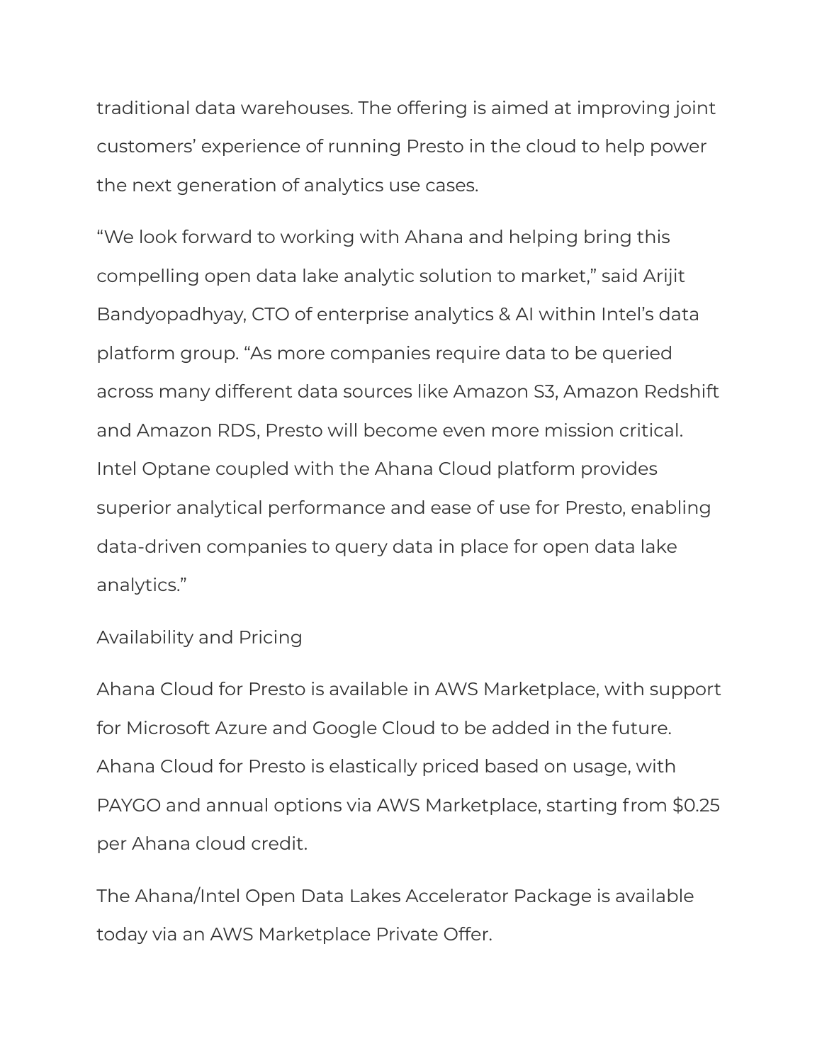traditional data warehouses. The offering is aimed at improving joint customers' experience of running Presto in the cloud to help power the next generation of analytics use cases.

"We look forward to working with Ahana and helping bring this compelling open data lake analytic solution to market," said Arijit Bandyopadhyay, CTO of enterprise analytics & AI within Intel's data platform group. "As more companies require data to be queried across many different data sources like Amazon S3, Amazon Redshift and Amazon RDS, Presto will become even more mission critical. Intel Optane coupled with the Ahana Cloud platform provides superior analytical performance and ease of use for Presto, enabling data-driven companies to query data in place for open data lake analytics."

## Availability and Pricing

Ahana Cloud for Presto is available in AWS Marketplace, with support for Microsoft Azure and Google Cloud to be added in the future. Ahana Cloud for Presto is elastically priced based on usage, with PAYGO and annual options via AWS Marketplace, starting from $0.25 per Ahana cloud credit.

The Ahana/Intel Open Data Lakes Accelerator Package is available today via an AWS Marketplace Private Offer.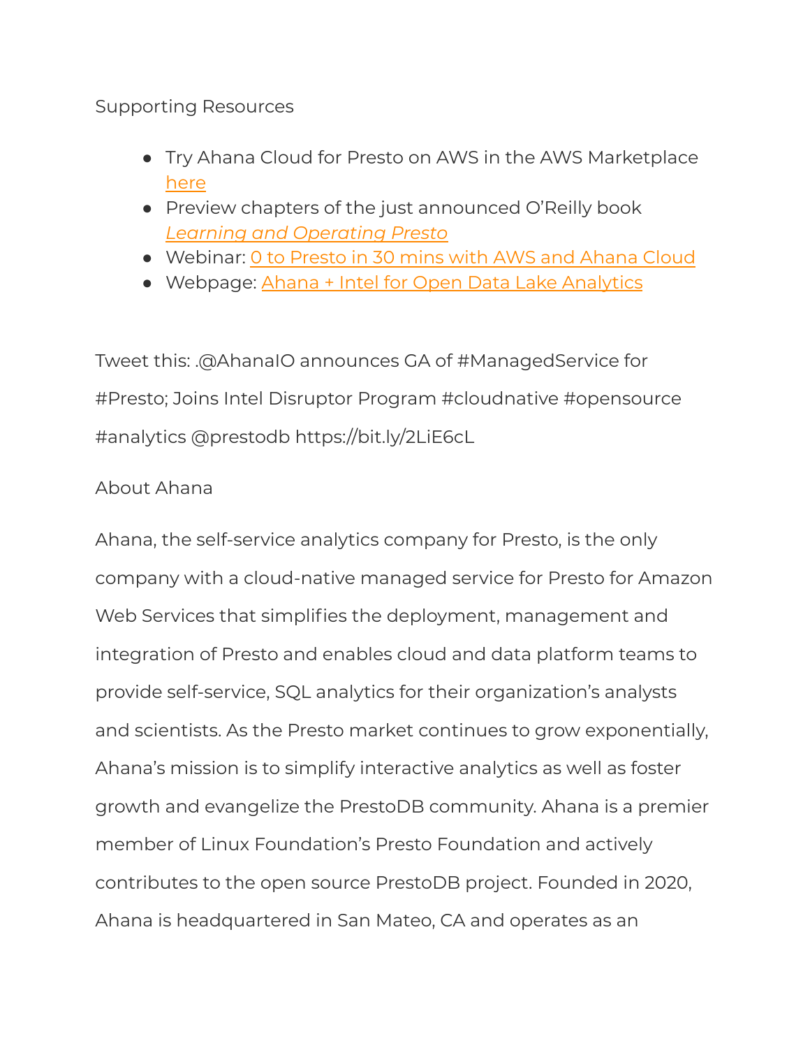Supporting Resources

- Try Ahana Cloud for Presto on AWS in the AWS Marketplace here
- Preview chapters of the just announced O'Reilly book *Learning and Operating Presto*
- Webinar: 0 to Presto in 30 mins with AWS and Ahana Cloud
- Webpage: Ahana + Intel for Open Data Lake Analytics

Tweet this: .@AhanaIO announces GA of #ManagedService for #Presto; Joins Intel Disruptor Program #cloudnative #opensource #analytics @prestodb https://bit.ly/2LiE6cL

About Ahana

Ahana, the self-service analytics company for Presto, is the only company with a cloud-native managed service for Presto for Amazon Web Services that simplifies the deployment, management and integration of Presto and enables cloud and data platform teams to provide self-service, SQL analytics for their organization's analysts and scientists. As the Presto market continues to grow exponentially, Ahana's mission is to simplify interactive analytics as well as foster growth and evangelize the PrestoDB community. Ahana is a premier member of Linux Foundation's Presto Foundation and actively contributes to the open source PrestoDB project. Founded in 2020, Ahana is headquartered in San Mateo, CA and operates as an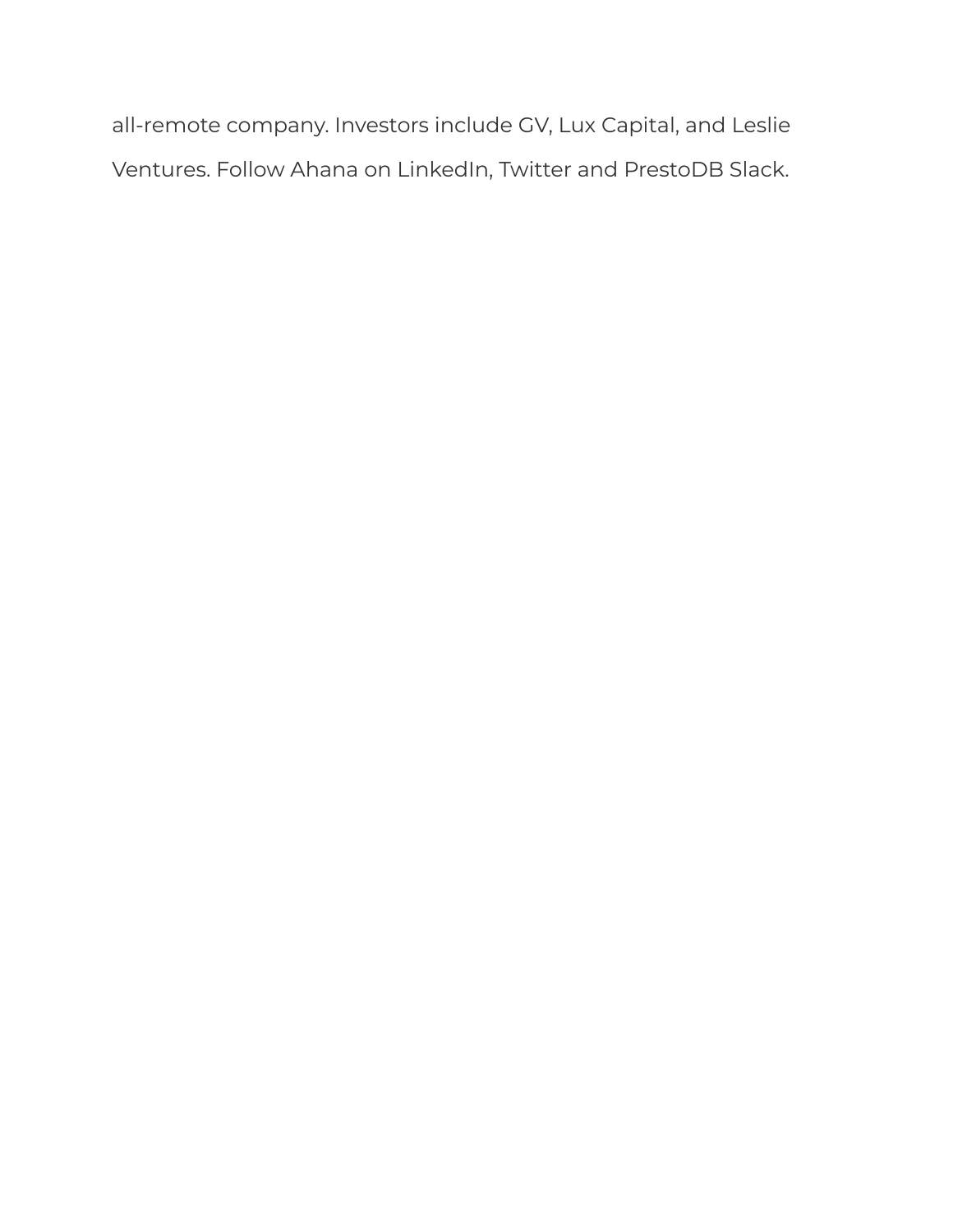all-remote company. Investors include GV, Lux Capital, and Leslie Ventures. Follow Ahana on LinkedIn, Twitter and PrestoDB Slack.